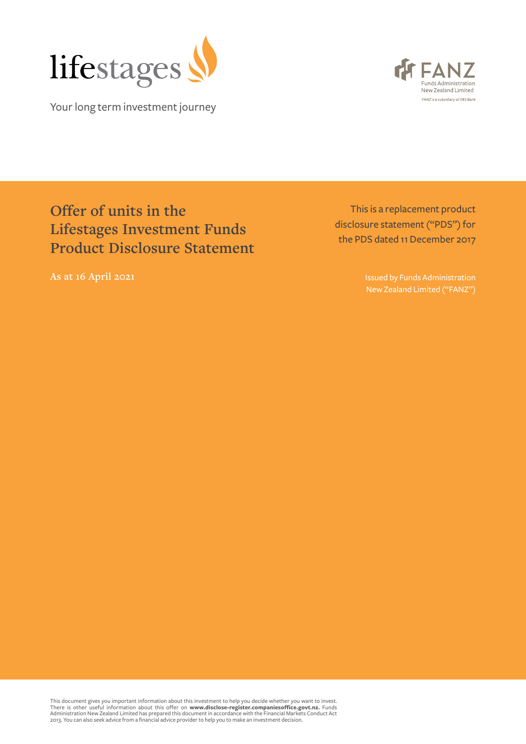lifestages

Your long term investment journey

FANZ
Funds Administration New Zealand Limited
*FANZ is a subsidiary of SBS Bank*

# Offer of units in the Lifestages Investment Funds Product Disclosure Statement

As at 16 April 2021

This is a replacement product disclosure statement ("PDS") for the PDS dated 11 December 2017

Issued by Funds Administration New Zealand Limited ("FANZ")

This document gives you important information about this investment to help you decide whether you want to invest. There is other useful information about this offer on **www.disclose-register.companiesoffice.govt.nz.** Funds Administration New Zealand Limited has prepared this document in accordance with the Financial Markets Conduct Act 2013. You can also seek advice from a financial advice provider to help you to make an investment decision.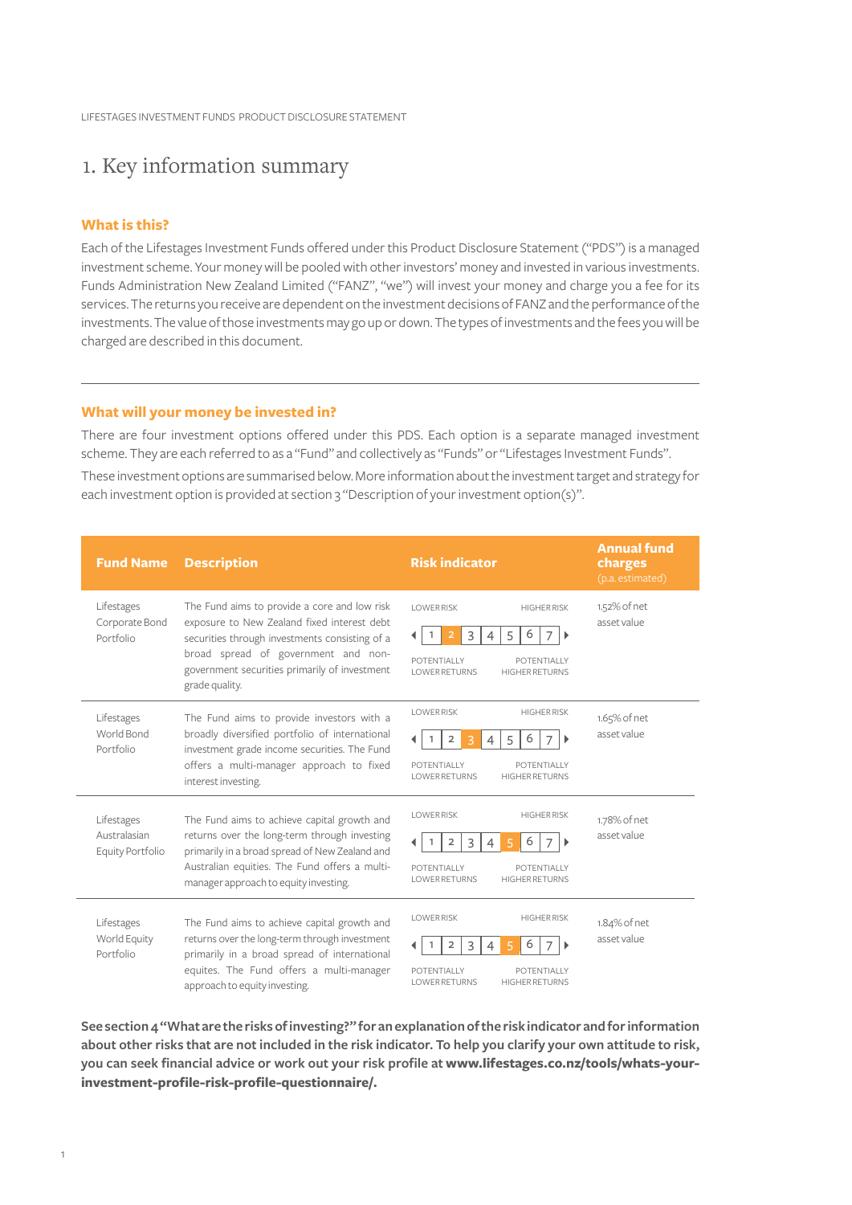# 1. Key information summary

## What is this?

Each of the Lifestages Investment Funds offered under this Product Disclosure Statement ("PDS") is a managed investment scheme. Your money will be pooled with other investors' money and invested in various investments. Funds Administration New Zealand Limited ("FANZ", "we") will invest your money and charge you a fee for its services. The returns you receive are dependent on the investment decisions of FANZ and the performance of the investments. The value of those investments may go up or down. The types of investments and the fees you will be charged are described in this document.

## What will your money be invested in?

There are four investment options offered under this PDS. Each option is a separate managed investment scheme. They are each referred to as a "Fund" and collectively as "Funds" or "Lifestages Investment Funds".

These investment options are summarised below. More information about the investment target and strategy for each investment option is provided at section 3 "Description of your investment option(s)".

| Fund Name | Description | Risk indicator | Annual fund charges (p.a. estimated) |
|---|---|---|---|
| Lifestages Corporate Bond Portfolio | The Fund aims to provide a core and low risk exposure to New Zealand fixed interest debt securities through investments consisting of a broad spread of government and non-government securities primarily of investment grade quality. | 2 (on a scale of 1 lower risk/potentially lower returns to 7 higher risk/potentially higher returns) | 1.52% of net asset value |
| Lifestages World Bond Portfolio | The Fund aims to provide investors with a broadly diversified portfolio of international investment grade income securities. The Fund offers a multi-manager approach to fixed interest investing. | 3 (on a scale of 1 lower risk/potentially lower returns to 7 higher risk/potentially higher returns) | 1.65% of net asset value |
| Lifestages Australasian Equity Portfolio | The Fund aims to achieve capital growth and returns over the long-term through investing primarily in a broad spread of New Zealand and Australian equities. The Fund offers a multi-manager approach to equity investing. | 5 (on a scale of 1 lower risk/potentially lower returns to 7 higher risk/potentially higher returns) | 1.78% of net asset value |
| Lifestages World Equity Portfolio | The Fund aims to achieve capital growth and returns over the long-term through investment primarily in a broad spread of international equites. The Fund offers a multi-manager approach to equity investing. | 5 (on a scale of 1 lower risk/potentially lower returns to 7 higher risk/potentially higher returns) | 1.84% of net asset value |

**See section 4 "What are the risks of investing?" for an explanation of the risk indicator and for information about other risks that are not included in the risk indicator. To help you clarify your own attitude to risk, you can seek financial advice or work out your risk profile at www.lifestages.co.nz/tools/whats-your-investment-profile-risk-profile-questionnaire/.**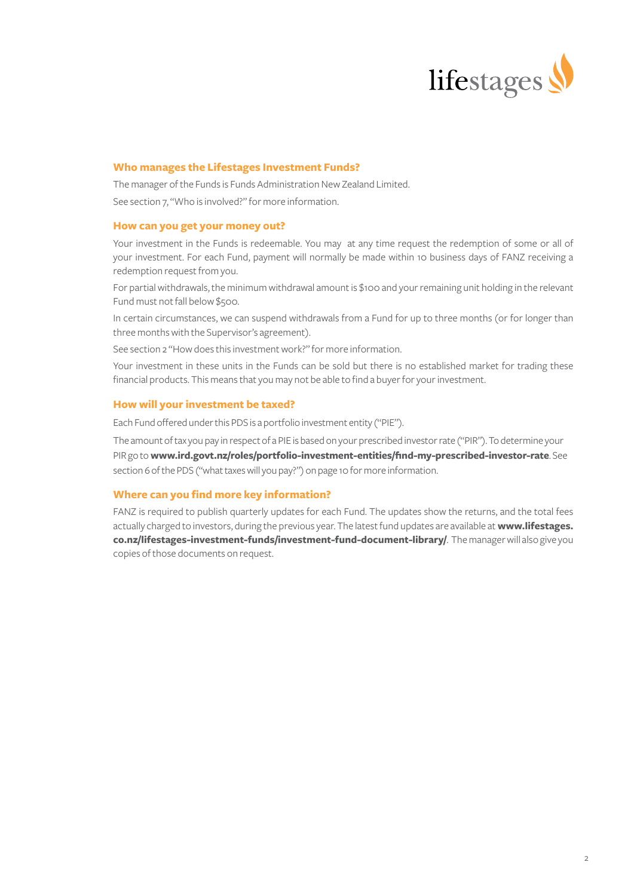## Who manages the Lifestages Investment Funds?

The manager of the Funds is Funds Administration New Zealand Limited.

See section 7, "Who is involved?" for more information.

## How can you get your money out?

Your investment in the Funds is redeemable. You may at any time request the redemption of some or all of your investment. For each Fund, payment will normally be made within 10 business days of FANZ receiving a redemption request from you.

For partial withdrawals, the minimum withdrawal amount is $100 and your remaining unit holding in the relevant Fund must not fall below $500.

In certain circumstances, we can suspend withdrawals from a Fund for up to three months (or for longer than three months with the Supervisor's agreement).

See section 2 "How does this investment work?" for more information.

Your investment in these units in the Funds can be sold but there is no established market for trading these financial products. This means that you may not be able to find a buyer for your investment.

## How will your investment be taxed?

Each Fund offered under this PDS is a portfolio investment entity ("PIE").

The amount of tax you pay in respect of a PIE is based on your prescribed investor rate ("PIR"). To determine your PIR go to **www.ird.govt.nz/roles/portfolio-investment-entities/find-my-prescribed-investor-rate**. See section 6 of the PDS ("what taxes will you pay?") on page 10 for more information.

## Where can you find more key information?

FANZ is required to publish quarterly updates for each Fund. The updates show the returns, and the total fees actually charged to investors, during the previous year. The latest fund updates are available at **www.lifestages.co.nz/lifestages-investment-funds/investment-fund-document-library/**. The manager will also give you copies of those documents on request.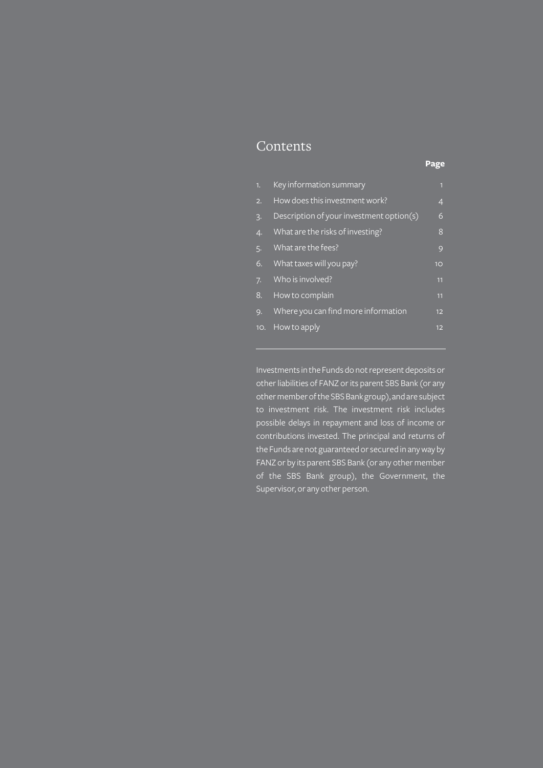# Contents

| | | Page |
|---|---|---|
| 1. | Key information summary | 1 |
| 2. | How does this investment work? | 4 |
| 3. | Description of your investment option(s) | 6 |
| 4. | What are the risks of investing? | 8 |
| 5. | What are the fees? | 9 |
| 6. | What taxes will you pay? | 10 |
| 7. | Who is involved? | 11 |
| 8. | How to complain | 11 |
| 9. | Where you can find more information | 12 |
| 10. | How to apply | 12 |

---

Investments in the Funds do not represent deposits or other liabilities of FANZ or its parent SBS Bank (or any other member of the SBS Bank group), and are subject to investment risk. The investment risk includes possible delays in repayment and loss of income or contributions invested. The principal and returns of the Funds are not guaranteed or secured in any way by FANZ or by its parent SBS Bank (or any other member of the SBS Bank group), the Government, the Supervisor, or any other person.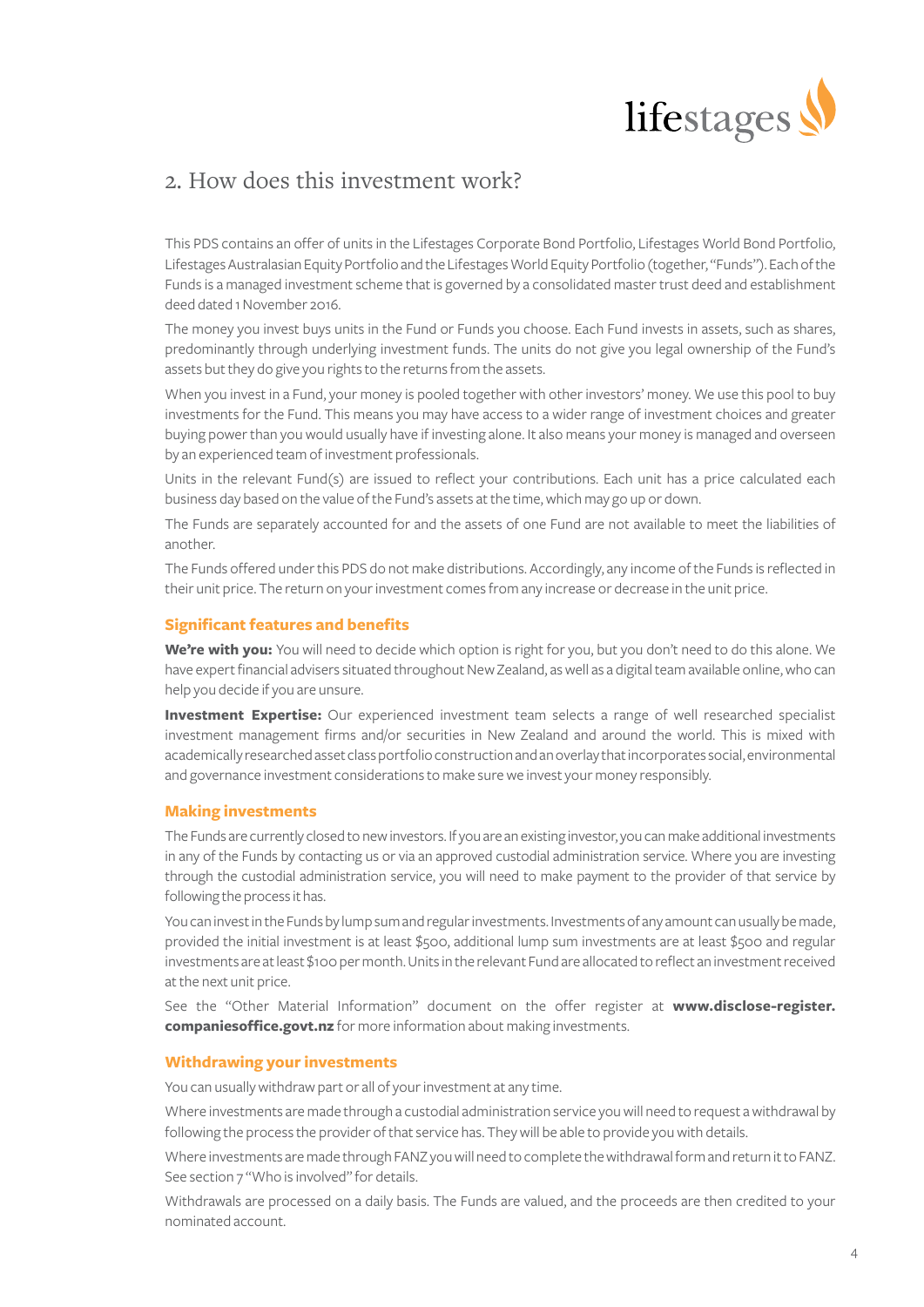## 2. How does this investment work?

This PDS contains an offer of units in the Lifestages Corporate Bond Portfolio, Lifestages World Bond Portfolio, Lifestages Australasian Equity Portfolio and the Lifestages World Equity Portfolio (together, "Funds"). Each of the Funds is a managed investment scheme that is governed by a consolidated master trust deed and establishment deed dated 1 November 2016.

The money you invest buys units in the Fund or Funds you choose. Each Fund invests in assets, such as shares, predominantly through underlying investment funds. The units do not give you legal ownership of the Fund's assets but they do give you rights to the returns from the assets.

When you invest in a Fund, your money is pooled together with other investors' money. We use this pool to buy investments for the Fund. This means you may have access to a wider range of investment choices and greater buying power than you would usually have if investing alone. It also means your money is managed and overseen by an experienced team of investment professionals.

Units in the relevant Fund(s) are issued to reflect your contributions. Each unit has a price calculated each business day based on the value of the Fund's assets at the time, which may go up or down.

The Funds are separately accounted for and the assets of one Fund are not available to meet the liabilities of another.

The Funds offered under this PDS do not make distributions. Accordingly, any income of the Funds is reflected in their unit price. The return on your investment comes from any increase or decrease in the unit price.

### Significant features and benefits

**We're with you:** You will need to decide which option is right for you, but you don't need to do this alone. We have expert financial advisers situated throughout New Zealand, as well as a digital team available online, who can help you decide if you are unsure.

**Investment Expertise:** Our experienced investment team selects a range of well researched specialist investment management firms and/or securities in New Zealand and around the world. This is mixed with academically researched asset class portfolio construction and an overlay that incorporates social, environmental and governance investment considerations to make sure we invest your money responsibly.

### Making investments

The Funds are currently closed to new investors. If you are an existing investor, you can make additional investments in any of the Funds by contacting us or via an approved custodial administration service. Where you are investing through the custodial administration service, you will need to make payment to the provider of that service by following the process it has.

You can invest in the Funds by lump sum and regular investments. Investments of any amount can usually be made, provided the initial investment is at least $500, additional lump sum investments are at least $500 and regular investments are at least $100 per month. Units in the relevant Fund are allocated to reflect an investment received at the next unit price.

See the "Other Material Information" document on the offer register at **www.disclose-register.companiesoffice.govt.nz** for more information about making investments.

### Withdrawing your investments

You can usually withdraw part or all of your investment at any time.

Where investments are made through a custodial administration service you will need to request a withdrawal by following the process the provider of that service has. They will be able to provide you with details.

Where investments are made through FANZ you will need to complete the withdrawal form and return it to FANZ. See section 7 "Who is involved" for details.

Withdrawals are processed on a daily basis. The Funds are valued, and the proceeds are then credited to your nominated account.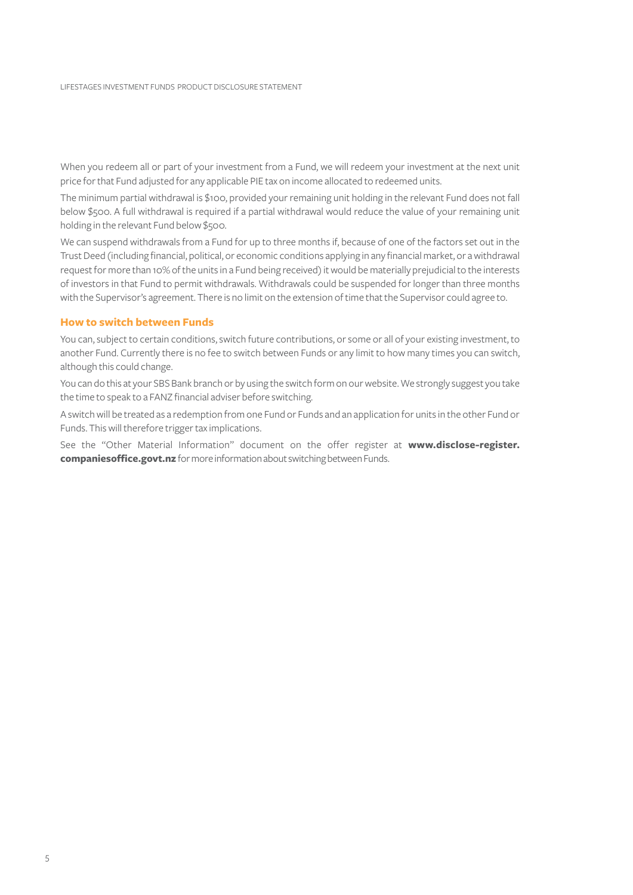When you redeem all or part of your investment from a Fund, we will redeem your investment at the next unit price for that Fund adjusted for any applicable PIE tax on income allocated to redeemed units.

The minimum partial withdrawal is $100, provided your remaining unit holding in the relevant Fund does not fall below $500. A full withdrawal is required if a partial withdrawal would reduce the value of your remaining unit holding in the relevant Fund below $500.

We can suspend withdrawals from a Fund for up to three months if, because of one of the factors set out in the Trust Deed (including financial, political, or economic conditions applying in any financial market, or a withdrawal request for more than 10% of the units in a Fund being received) it would be materially prejudicial to the interests of investors in that Fund to permit withdrawals. Withdrawals could be suspended for longer than three months with the Supervisor's agreement. There is no limit on the extension of time that the Supervisor could agree to.

### How to switch between Funds

You can, subject to certain conditions, switch future contributions, or some or all of your existing investment, to another Fund. Currently there is no fee to switch between Funds or any limit to how many times you can switch, although this could change.

You can do this at your SBS Bank branch or by using the switch form on our website. We strongly suggest you take the time to speak to a FANZ financial adviser before switching.

A switch will be treated as a redemption from one Fund or Funds and an application for units in the other Fund or Funds. This will therefore trigger tax implications.

See the "Other Material Information" document on the offer register at **www.disclose-register.companiesoffice.govt.nz** for more information about switching between Funds.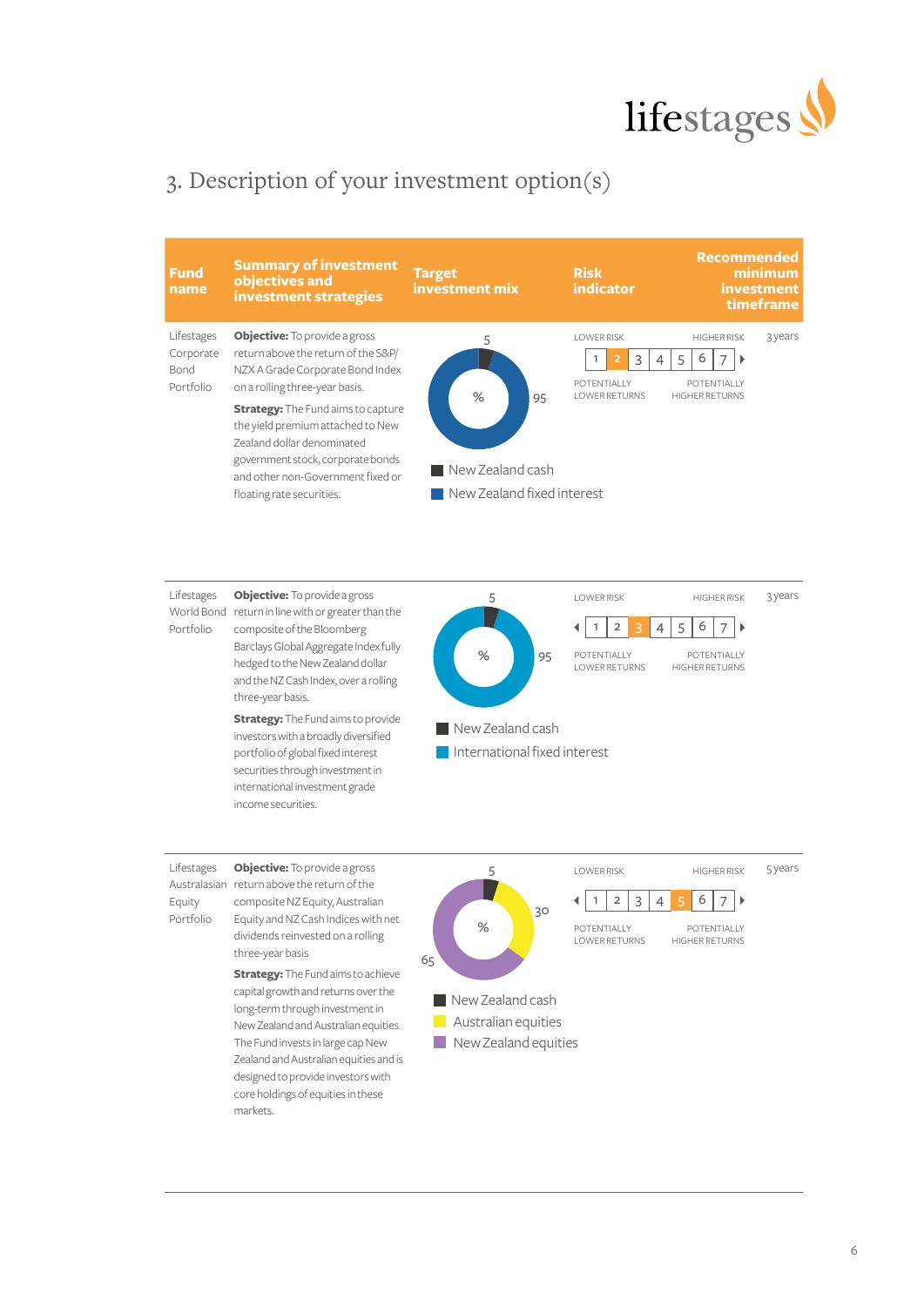## 3. Description of your investment option(s)

| Fund name | Summary of investment objectives and investment strategies | Target investment mix | Risk indicator | Recommended minimum investment timeframe |
|---|---|---|---|---|
| Lifestages Corporate Bond Portfolio | **Objective:** To provide a gross return above the return of the S&P/NZX A Grade Corporate Bond Index on a rolling three-year basis.<br>**Strategy:** The Fund aims to capture the yield premium attached to New Zealand dollar denominated government stock, corporate bonds and other non-Government fixed or floating rate securities. | New Zealand cash 5%<br>New Zealand fixed interest 95% | 2 (Lower risk 1 – 7 Higher risk; Potentially lower returns – Potentially higher returns) | 3 years |
| Lifestages World Bond Portfolio | **Objective:** To provide a gross return in line with or greater than the composite of the Bloomberg Barclays Global Aggregate Index fully hedged to the New Zealand dollar and the NZ Cash Index, over a rolling three-year basis.<br>**Strategy:** The Fund aims to provide investors with a broadly diversified portfolio of global fixed interest securities through investment in international investment grade income securities. | New Zealand cash 5%<br>International fixed interest 95% | 3 (Lower risk 1 – 7 Higher risk; Potentially lower returns – Potentially higher returns) | 3 years |
| Lifestages Australasian Equity Portfolio | **Objective:** To provide a gross return above the return of the composite NZ Equity, Australian Equity and NZ Cash Indices with net dividends reinvested on a rolling three-year basis<br>**Strategy:** The Fund aims to achieve capital growth and returns over the long-term through investment in New Zealand and Australian equities. The Fund invests in large cap New Zealand and Australian equities and is designed to provide investors with core holdings of equities in these markets. | New Zealand cash 5%<br>Australian equities 30%<br>New Zealand equities 65% | 5 (Lower risk 1 – 7 Higher risk; Potentially lower returns – Potentially higher returns) | 5 years |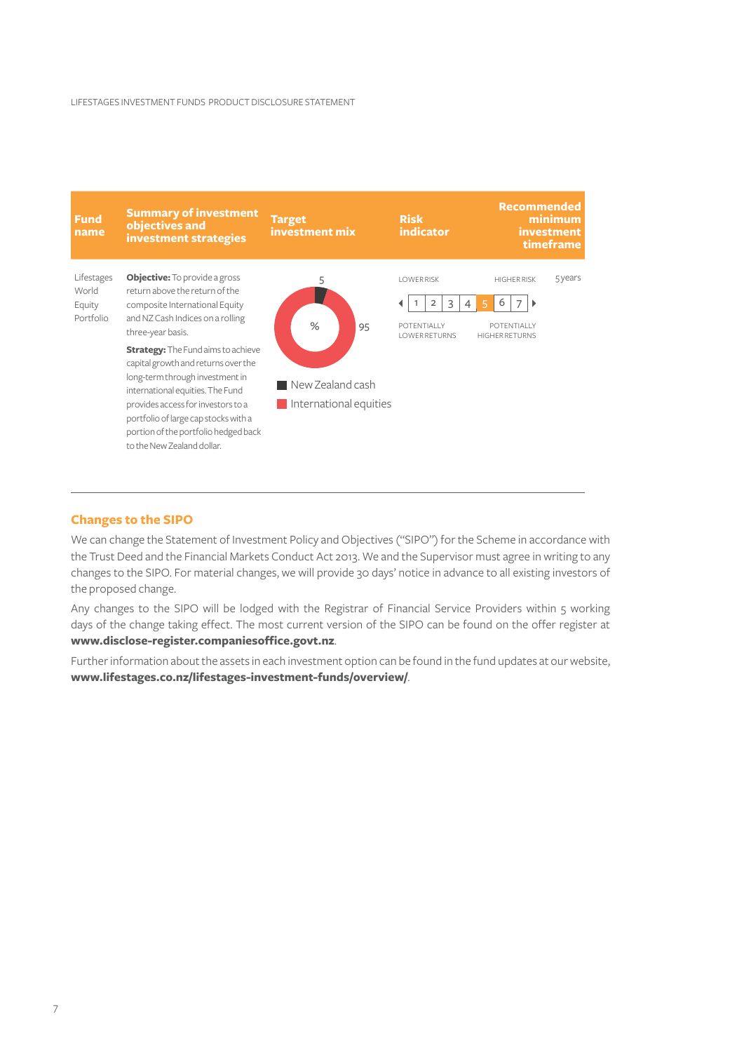| Fund name | Summary of investment objectives and investment strategies | Target investment mix | Risk indicator | Recommended minimum investment timeframe |
|---|---|---|---|---|
| Lifestages World Equity Portfolio | **Objective:** To provide a gross return above the return of the composite International Equity and NZ Cash Indices on a rolling three-year basis.<br><br>**Strategy:** The Fund aims to achieve capital growth and returns over the long-term through investment in international equities. The Fund provides access for investors to a portfolio of large cap stocks with a portion of the portfolio hedged back to the New Zealand dollar. | %<br>New Zealand cash: 5<br>International equities: 95 | LOWER RISK — HIGHER RISK<br>1 2 3 4 **5** 6 7<br>POTENTIALLY LOWER RETURNS — POTENTIALLY HIGHER RETURNS | 5 years |

## Changes to the SIPO

We can change the Statement of Investment Policy and Objectives ("SIPO") for the Scheme in accordance with the Trust Deed and the Financial Markets Conduct Act 2013. We and the Supervisor must agree in writing to any changes to the SIPO. For material changes, we will provide 30 days' notice in advance to all existing investors of the proposed change.

Any changes to the SIPO will be lodged with the Registrar of Financial Service Providers within 5 working days of the change taking effect. The most current version of the SIPO can be found on the offer register at **www.disclose-register.companiesoffice.govt.nz**.

Further information about the assets in each investment option can be found in the fund updates at our website, **www.lifestages.co.nz/lifestages-investment-funds/overview/**.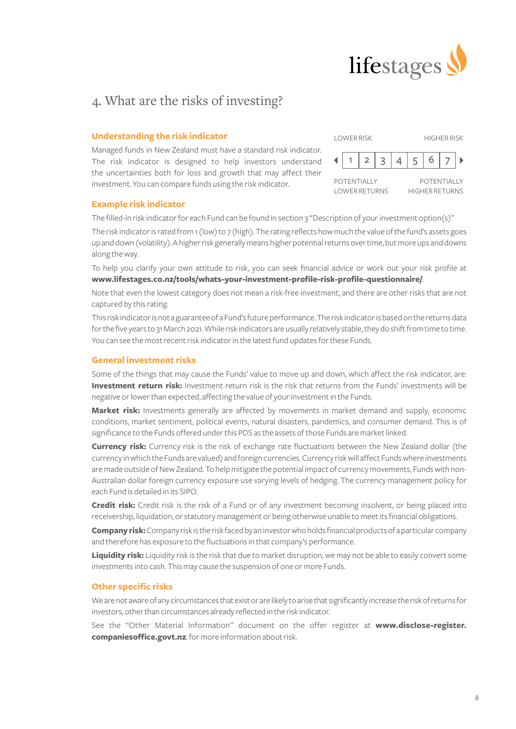# 4. What are the risks of investing?

## Understanding the risk indicator

Managed funds in New Zealand must have a standard risk indicator. The risk indicator is designed to help investors understand the uncertainties both for loss and growth that may affect their investment. You can compare funds using the risk indicator.

| LOWER RISK | | | | | | HIGHER RISK |
|---|---|---|---|---|---|---|
| 1 | 2 | 3 | 4 | 5 | 6 | 7 |
| POTENTIALLY LOWER RETURNS | | | | | | POTENTIALLY HIGHER RETURNS |

## Example risk indicator

The filled-in risk indicator for each Fund can be found in section 3 "Description of your investment option(s)"

The risk indicator is rated from 1 (low) to 7 (high). The rating reflects how much the value of the fund's assets goes up and down (volatility). A higher risk generally means higher potential returns over time, but more ups and downs along the way.

To help you clarify your own attitude to risk, you can seek financial advice or work out your risk profile at **www.lifestages.co.nz/tools/whats-your-investment-profile-risk-profile-questionnaire/**.

Note that even the lowest category does not mean a risk-free investment, and there are other risks that are not captured by this rating.

This risk indicator is not a guarantee of a Fund's future performance. The risk indicator is based on the returns data for the five years to 31 March 2021. While risk indicators are usually relatively stable, they do shift from time to time. You can see the most recent risk indicator in the latest fund updates for these Funds.

## General investment risks

Some of the things that may cause the Funds' value to move up and down, which affect the risk indicator, are:

**Investment return risk:** Investment return risk is the risk that returns from the Funds' investments will be negative or lower than expected, affecting the value of your investment in the Funds.

**Market risk:** Investments generally are affected by movements in market demand and supply, economic conditions, market sentiment, political events, natural disasters, pandemics, and consumer demand. This is of significance to the Funds offered under this PDS as the assets of those Funds are market linked.

**Currency risk:** Currency risk is the risk of exchange rate fluctuations between the New Zealand dollar (the currency in which the Funds are valued) and foreign currencies. Currency risk will affect Funds where investments are made outside of New Zealand. To help mitigate the potential impact of currency movements, Funds with non-Australian dollar foreign currency exposure use varying levels of hedging. The currency management policy for each Fund is detailed in its SIPO.

**Credit risk:** Credit risk is the risk of a Fund or of any investment becoming insolvent, or being placed into receivership, liquidation, or statutory management or being otherwise unable to meet its financial obligations.

**Company risk:** Company risk is the risk faced by an investor who holds financial products of a particular company and therefore has exposure to the fluctuations in that company's performance.

**Liquidity risk:** Liquidity risk is the risk that due to market disruption, we may not be able to easily convert some investments into cash. This may cause the suspension of one or more Funds.

## Other specific risks

We are not aware of any circumstances that exist or are likely to arise that significantly increase the risk of returns for investors, other than circumstances already reflected in the risk indicator.

See the "Other Material Information" document on the offer register at **www.disclose-register.companiesoffice.govt.nz**. for more information about risk.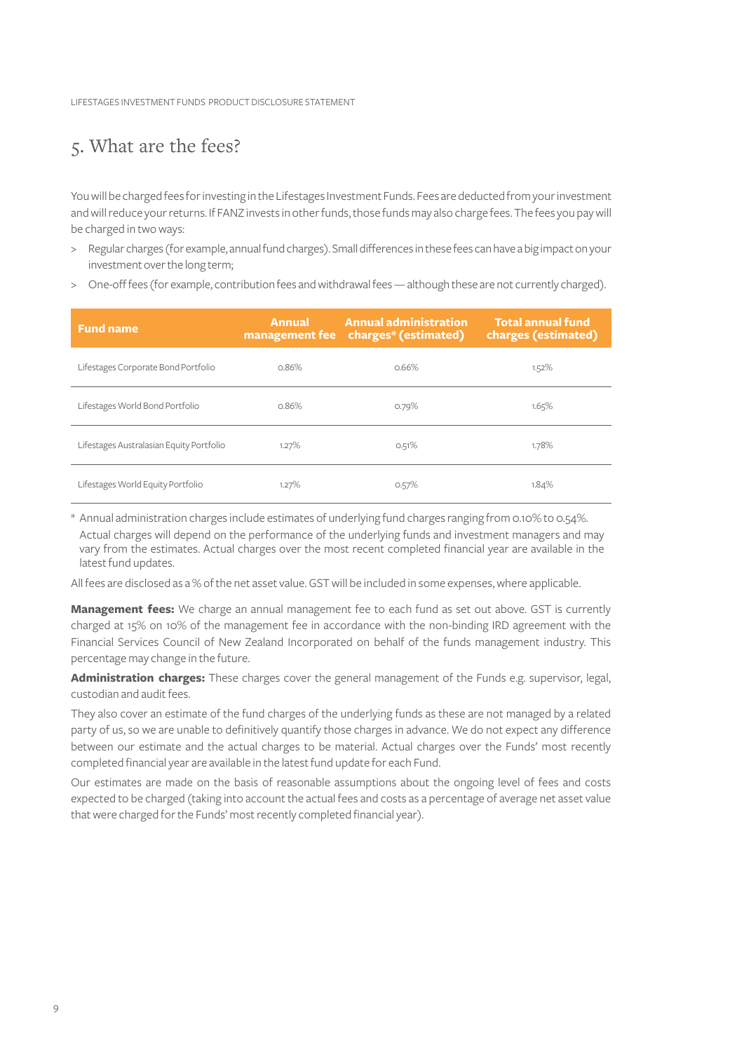## 5. What are the fees?

You will be charged fees for investing in the Lifestages Investment Funds. Fees are deducted from your investment and will reduce your returns. If FANZ invests in other funds, those funds may also charge fees. The fees you pay will be charged in two ways:

> Regular charges (for example, annual fund charges). Small differences in these fees can have a big impact on your investment over the long term;

> One-off fees (for example, contribution fees and withdrawal fees — although these are not currently charged).

| Fund name | Annual management fee | Annual administration charges* (estimated) | Total annual fund charges (estimated) |
|---|---|---|---|
| Lifestages Corporate Bond Portfolio | 0.86% | 0.66% | 1.52% |
| Lifestages World Bond Portfolio | 0.86% | 0.79% | 1.65% |
| Lifestages Australasian Equity Portfolio | 1.27% | 0.51% | 1.78% |
| Lifestages World Equity Portfolio | 1.27% | 0.57% | 1.84% |

* Annual administration charges include estimates of underlying fund charges ranging from 0.10% to 0.54%. Actual charges will depend on the performance of the underlying funds and investment managers and may vary from the estimates. Actual charges over the most recent completed financial year are available in the latest fund updates.

All fees are disclosed as a % of the net asset value. GST will be included in some expenses, where applicable.

**Management fees:** We charge an annual management fee to each fund as set out above. GST is currently charged at 15% on 10% of the management fee in accordance with the non-binding IRD agreement with the Financial Services Council of New Zealand Incorporated on behalf of the funds management industry. This percentage may change in the future.

**Administration charges:** These charges cover the general management of the Funds e.g. supervisor, legal, custodian and audit fees.

They also cover an estimate of the fund charges of the underlying funds as these are not managed by a related party of us, so we are unable to definitively quantify those charges in advance. We do not expect any difference between our estimate and the actual charges to be material. Actual charges over the Funds' most recently completed financial year are available in the latest fund update for each Fund.

Our estimates are made on the basis of reasonable assumptions about the ongoing level of fees and costs expected to be charged (taking into account the actual fees and costs as a percentage of average net asset value that were charged for the Funds' most recently completed financial year).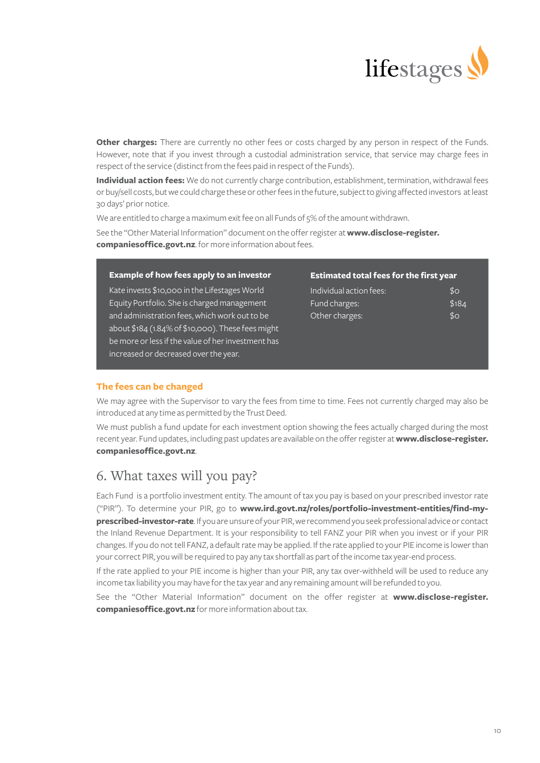**Other charges:** There are currently no other fees or costs charged by any person in respect of the Funds. However, note that if you invest through a custodial administration service, that service may charge fees in respect of the service (distinct from the fees paid in respect of the Funds).

**Individual action fees:** We do not currently charge contribution, establishment, termination, withdrawal fees or buy/sell costs, but we could charge these or other fees in the future, subject to giving affected investors at least 30 days' prior notice.

We are entitled to charge a maximum exit fee on all Funds of 5% of the amount withdrawn.

See the "Other Material Information" document on the offer register at **www.disclose-register.companiesoffice.govt.nz**. for more information about fees.

**Example of how fees apply to an investor**

Kate invests $10,000 in the Lifestages World Equity Portfolio. She is charged management and administration fees, which work out to be about $184 (1.84% of $10,000). These fees might be more or less if the value of her investment has increased or decreased over the year.

**Estimated total fees for the first year**

| | |
|---|---|
| Individual action fees: | $0 |
| Fund charges: | $184 |
| Other charges: | $0 |

### The fees can be changed

We may agree with the Supervisor to vary the fees from time to time. Fees not currently charged may also be introduced at any time as permitted by the Trust Deed.

We must publish a fund update for each investment option showing the fees actually charged during the most recent year. Fund updates, including past updates are available on the offer register at **www.disclose-register.companiesoffice.govt.nz**.

## 6. What taxes will you pay?

Each Fund is a portfolio investment entity. The amount of tax you pay is based on your prescribed investor rate ("PIR"). To determine your PIR, go to **www.ird.govt.nz/roles/portfolio-investment-entities/find-my-prescribed-investor-rate**. If you are unsure of your PIR, we recommend you seek professional advice or contact the Inland Revenue Department. It is your responsibility to tell FANZ your PIR when you invest or if your PIR changes. If you do not tell FANZ, a default rate may be applied. If the rate applied to your PIE income is lower than your correct PIR, you will be required to pay any tax shortfall as part of the income tax year-end process.

If the rate applied to your PIE income is higher than your PIR, any tax over-withheld will be used to reduce any income tax liability you may have for the tax year and any remaining amount will be refunded to you.

See the "Other Material Information" document on the offer register at **www.disclose-register.companiesoffice.govt.nz** for more information about tax.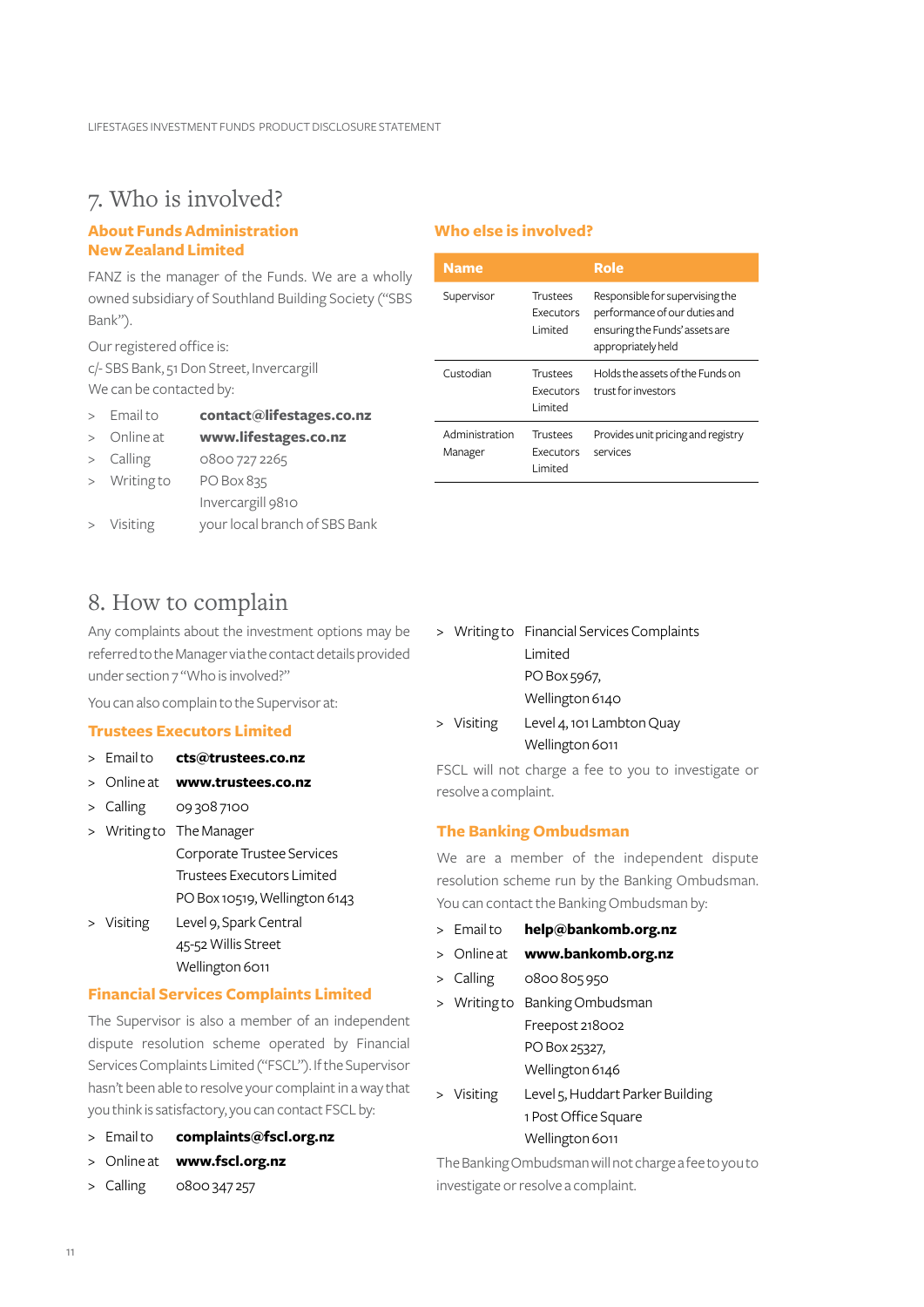# 7. Who is involved?

## About Funds Administration New Zealand Limited

FANZ is the manager of the Funds. We are a wholly owned subsidiary of Southland Building Society ("SBS Bank").

Our registered office is:

c/- SBS Bank, 51 Don Street, Invercargill

We can be contacted by:

- Email to **contact@lifestages.co.nz**
- Online at **www.lifestages.co.nz**
- Calling 0800 727 2265
- Writing to PO Box 835
  Invercargill 9810
- Visiting your local branch of SBS Bank

## Who else is involved?

| Name | | Role |
|---|---|---|
| Supervisor | Trustees Executors Limited | Responsible for supervising the performance of our duties and ensuring the Funds' assets are appropriately held |
| Custodian | Trustees Executors Limited | Holds the assets of the Funds on trust for investors |
| Administration Manager | Trustees Executors Limited | Provides unit pricing and registry services |

# 8. How to complain

Any complaints about the investment options may be referred to the Manager via the contact details provided under section 7 "Who is involved?"

You can also complain to the Supervisor at:

## Trustees Executors Limited

- Email to **cts@trustees.co.nz**
- Online at **www.trustees.co.nz**
- Calling 09 308 7100
- Writing to The Manager
  Corporate Trustee Services
  Trustees Executors Limited
  PO Box 10519, Wellington 6143
- Visiting Level 9, Spark Central
  45-52 Willis Street
  Wellington 6011

## Financial Services Complaints Limited

The Supervisor is also a member of an independent dispute resolution scheme operated by Financial Services Complaints Limited ("FSCL"). If the Supervisor hasn't been able to resolve your complaint in a way that you think is satisfactory, you can contact FSCL by:

- Email to **complaints@fscl.org.nz**
- Online at **www.fscl.org.nz**
- Calling 0800 347 257
- Writing to Financial Services Complaints Limited
  PO Box 5967,
  Wellington 6140
- Visiting Level 4, 101 Lambton Quay
  Wellington 6011

FSCL will not charge a fee to you to investigate or resolve a complaint.

## The Banking Ombudsman

We are a member of the independent dispute resolution scheme run by the Banking Ombudsman. You can contact the Banking Ombudsman by:

- Email to **help@bankomb.org.nz**
- Online at **www.bankomb.org.nz**
- Calling 0800 805 950
- Writing to Banking Ombudsman
  Freepost 218002
  PO Box 25327,
  Wellington 6146
- Visiting Level 5, Huddart Parker Building
  1 Post Office Square
  Wellington 6011

The Banking Ombudsman will not charge a fee to you to investigate or resolve a complaint.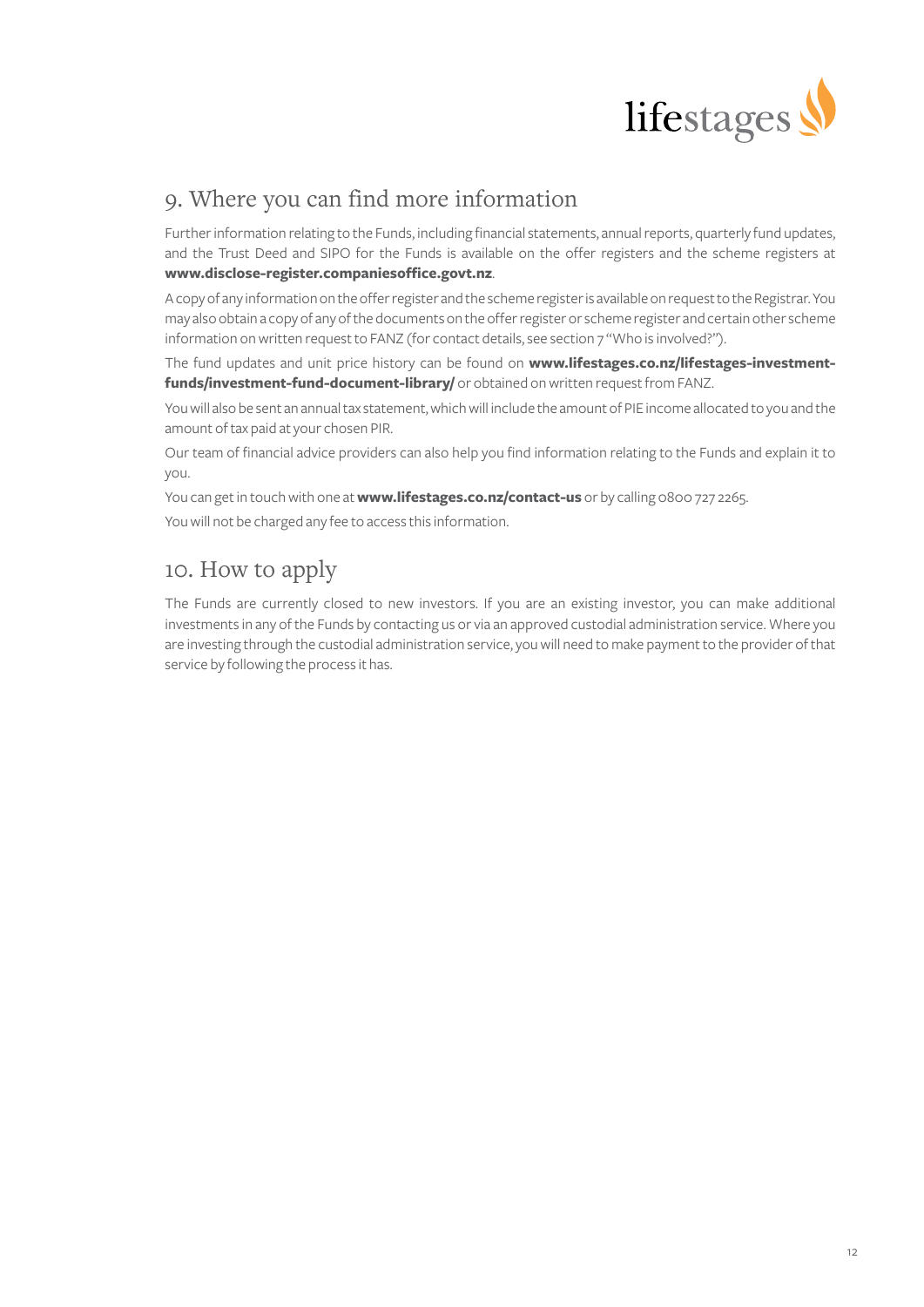## 9. Where you can find more information

Further information relating to the Funds, including financial statements, annual reports, quarterly fund updates, and the Trust Deed and SIPO for the Funds is available on the offer registers and the scheme registers at **www.disclose-register.companiesoffice.govt.nz**.

A copy of any information on the offer register and the scheme register is available on request to the Registrar. You may also obtain a copy of any of the documents on the offer register or scheme register and certain other scheme information on written request to FANZ (for contact details, see section 7 "Who is involved?").

The fund updates and unit price history can be found on **www.lifestages.co.nz/lifestages-investment-funds/investment-fund-document-library/** or obtained on written request from FANZ.

You will also be sent an annual tax statement, which will include the amount of PIE income allocated to you and the amount of tax paid at your chosen PIR.

Our team of financial advice providers can also help you find information relating to the Funds and explain it to you.

You can get in touch with one at **www.lifestages.co.nz/contact-us** or by calling 0800 727 2265.

You will not be charged any fee to access this information.

## 10. How to apply

The Funds are currently closed to new investors. If you are an existing investor, you can make additional investments in any of the Funds by contacting us or via an approved custodial administration service. Where you are investing through the custodial administration service, you will need to make payment to the provider of that service by following the process it has.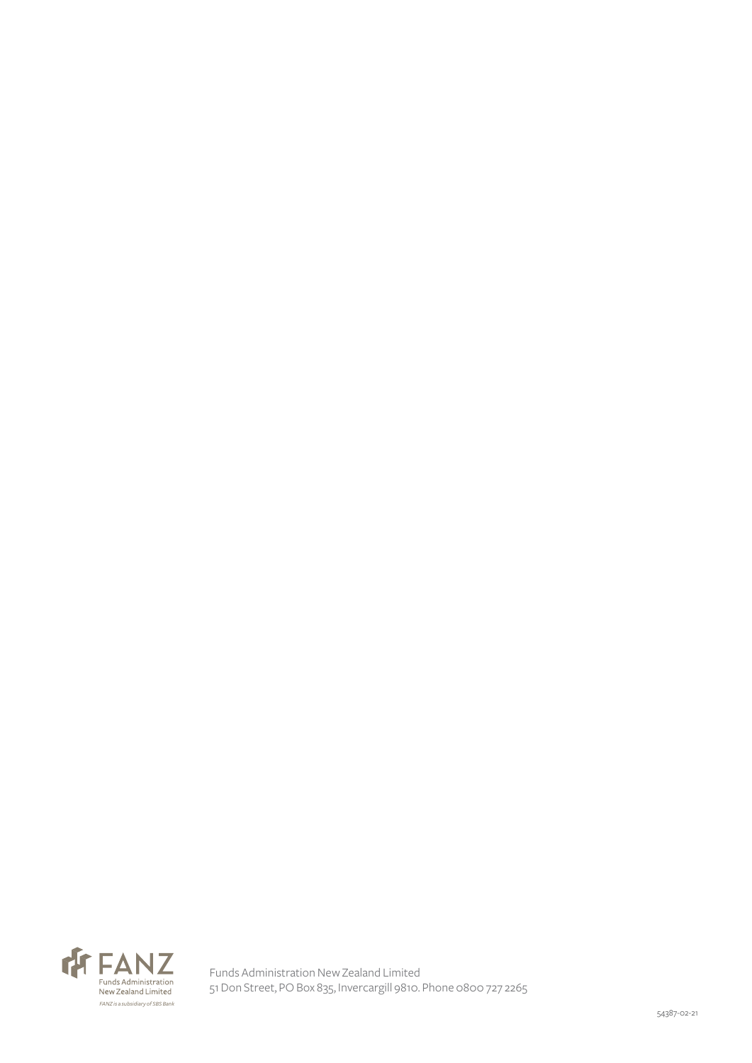FANZ

Funds Administration New Zealand Limited

*FANZ is a subsidiary of SBS Bank*

Funds Administration New Zealand Limited
51 Don Street, PO Box 835, Invercargill 9810. Phone 0800 727 2265

54387-02-21